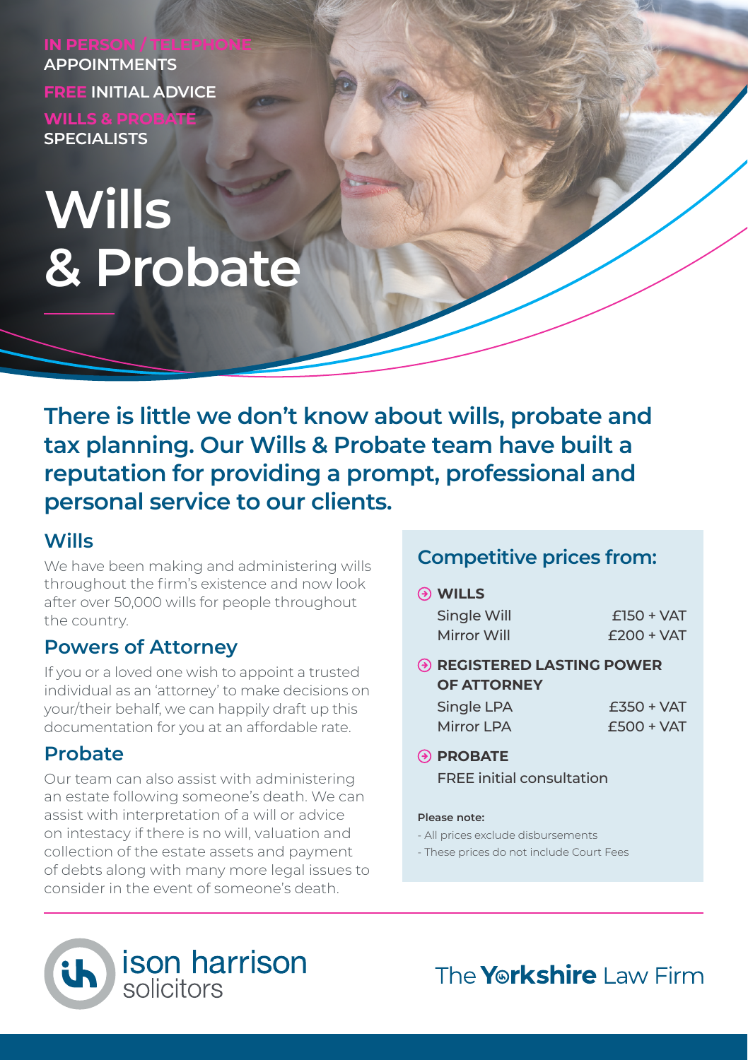**IN PERSON / TELEPHONE** APPOINTMENTS

**FREE** INITIAL ADVICE

**WILLS & PROBATE** SPECIALISTS

# Wills & Probate

**There is little we don't know about wills, probate and tax planning. Our Wills & Probate team have built a reputation for providing a prompt, professional and personal service to our clients.**

## Wills

We have been making and administering wills throughout the firm's existence and now look after over 50,000 wills for people throughout the country.

## Powers of Attorney

If you or a loved one wish to appoint a trusted individual as an 'attorney' to make decisions on your/their behalf, we can happily draft up this documentation for you at an affordable rate.

## Probate

Our team can also assist with administering an estate following someone's death. We can assist with interpretation of a will or advice on intestacy if there is no will, valuation and collection of the estate assets and payment of debts along with many more legal issues to consider in the event of someone's death.

## Competitive prices from:

**WILLS**

| | |
|---|---|
| Single Will | £150 + VAT |
| Mirror Will | £200 + VAT |

**REGISTERED LASTING POWER OF ATTORNEY**

| | |
|---|---|
| Single LPA | £350 + VAT |
| Mirror LPA | £500 + VAT |

**PROBATE**

FREE initial consultation

**Please note:**

- All prices exclude disbursements
- These prices do not include Court Fees

ison harrison solicitors

The Yorkshire Law Firm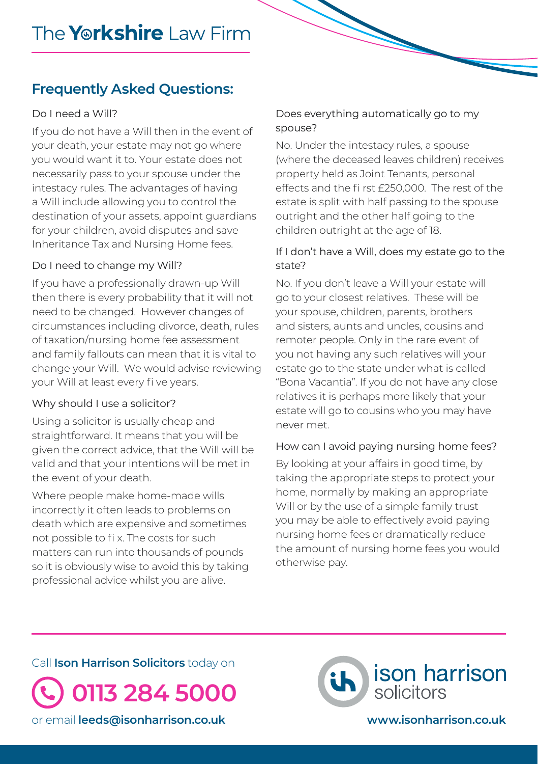The **Yorkshire** Law Firm

## Frequently Asked Questions:

### Do I need a Will?

If you do not have a Will then in the event of your death, your estate may not go where you would want it to. Your estate does not necessarily pass to your spouse under the intestacy rules. The advantages of having a Will include allowing you to control the destination of your assets, appoint guardians for your children, avoid disputes and save Inheritance Tax and Nursing Home fees.

### Do I need to change my Will?

If you have a professionally drawn-up Will then there is every probability that it will not need to be changed. However changes of circumstances including divorce, death, rules of taxation/nursing home fee assessment and family fallouts can mean that it is vital to change your Will. We would advise reviewing your Will at least every five years.

### Why should I use a solicitor?

Using a solicitor is usually cheap and straightforward. It means that you will be given the correct advice, that the Will will be valid and that your intentions will be met in the event of your death.

Where people make home-made wills incorrectly it often leads to problems on death which are expensive and sometimes not possible to fix. The costs for such matters can run into thousands of pounds so it is obviously wise to avoid this by taking professional advice whilst you are alive.

### Does everything automatically go to my spouse?

No. Under the intestacy rules, a spouse (where the deceased leaves children) receives property held as Joint Tenants, personal effects and the first £250,000. The rest of the estate is split with half passing to the spouse outright and the other half going to the children outright at the age of 18.

### If I don't have a Will, does my estate go to the state?

No. If you don't leave a Will your estate will go to your closest relatives. These will be your spouse, children, parents, brothers and sisters, aunts and uncles, cousins and remoter people. Only in the rare event of you not having any such relatives will your estate go to the state under what is called "Bona Vacantia". If you do not have any close relatives it is perhaps more likely that your estate will go to cousins who you may have never met.

### How can I avoid paying nursing home fees?

By looking at your affairs in good time, by taking the appropriate steps to protect your home, normally by making an appropriate Will or by the use of a simple family trust you may be able to effectively avoid paying nursing home fees or dramatically reduce the amount of nursing home fees you would otherwise pay.

Call **Ison Harrison Solicitors** today on

**0113 284 5000**

or email **leeds@isonharrison.co.uk**

ison harrison solicitors

**www.isonharrison.co.uk**